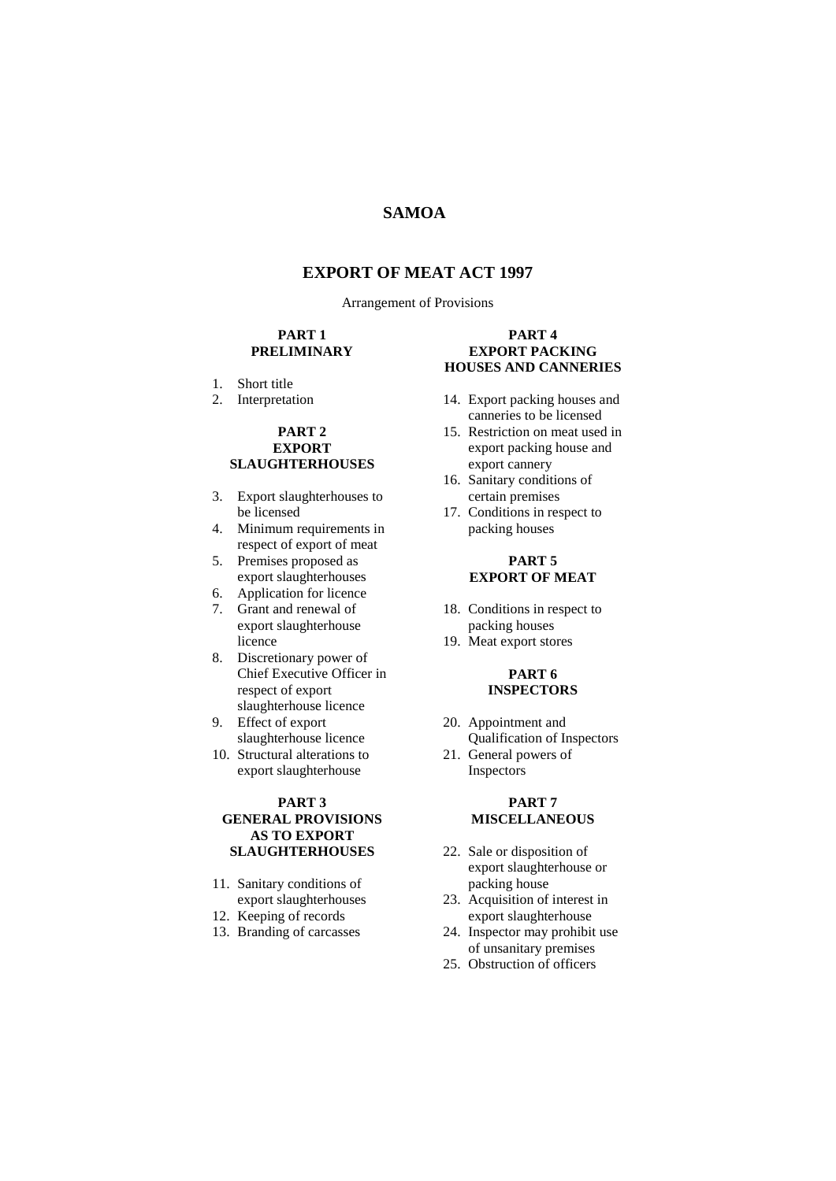# SAMOA

## EXPORT OF MEAT ACT 1997

Arrangement of Provisions

### PART 1
### PRELIMINARY

1. Short title
2. Interpretation

### PART 2
### EXPORT SLAUGHTERHOUSES

3. Export slaughterhouses to be licensed
4. Minimum requirements in respect of export of meat
5. Premises proposed as export slaughterhouses
6. Application for licence
7. Grant and renewal of export slaughterhouse licence
8. Discretionary power of Chief Executive Officer in respect of export slaughterhouse licence
9. Effect of export slaughterhouse licence
10. Structural alterations to export slaughterhouse

### PART 3
### GENERAL PROVISIONS AS TO EXPORT SLAUGHTERHOUSES

11. Sanitary conditions of export slaughterhouses
12. Keeping of records
13. Branding of carcasses

### PART 4
### EXPORT PACKING HOUSES AND CANNERIES

14. Export packing houses and canneries to be licensed
15. Restriction on meat used in export packing house and export cannery
16. Sanitary conditions of certain premises
17. Conditions in respect to packing houses

### PART 5
### EXPORT OF MEAT

18. Conditions in respect to packing houses
19. Meat export stores

### PART 6
### INSPECTORS

20. Appointment and Qualification of Inspectors
21. General powers of Inspectors

### PART 7
### MISCELLANEOUS

22. Sale or disposition of export slaughterhouse or packing house
23. Acquisition of interest in export slaughterhouse
24. Inspector may prohibit use of unsanitary premises
25. Obstruction of officers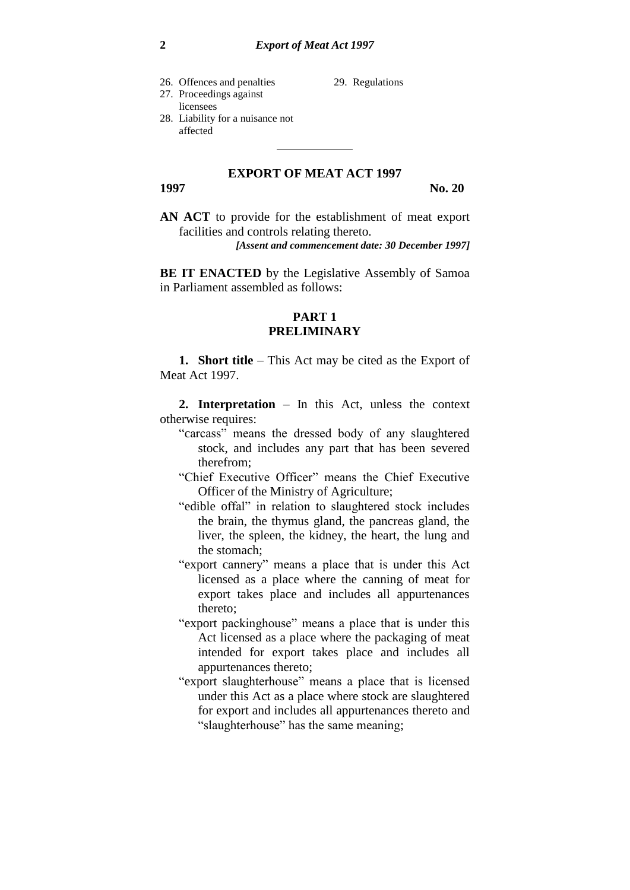26. Offences and penalties
27. Proceedings against licensees
28. Liability for a nuisance not affected
29. Regulations

---

# EXPORT OF MEAT ACT 1997

**1997** **No. 20**

**AN ACT** to provide for the establishment of meat export facilities and controls relating thereto.

***[Assent and commencement date: 30 December 1997]***

**BE IT ENACTED** by the Legislative Assembly of Samoa in Parliament assembled as follows:

## PART 1
## PRELIMINARY

**1. Short title** – This Act may be cited as the Export of Meat Act 1997.

**2. Interpretation** – In this Act, unless the context otherwise requires:

"carcass" means the dressed body of any slaughtered stock, and includes any part that has been severed therefrom;

"Chief Executive Officer" means the Chief Executive Officer of the Ministry of Agriculture;

"edible offal" in relation to slaughtered stock includes the brain, the thymus gland, the pancreas gland, the liver, the spleen, the kidney, the heart, the lung and the stomach;

"export cannery" means a place that is under this Act licensed as a place where the canning of meat for export takes place and includes all appurtenances thereto;

"export packinghouse" means a place that is under this Act licensed as a place where the packaging of meat intended for export takes place and includes all appurtenances thereto;

"export slaughterhouse" means a place that is licensed under this Act as a place where stock are slaughtered for export and includes all appurtenances thereto and "slaughterhouse" has the same meaning;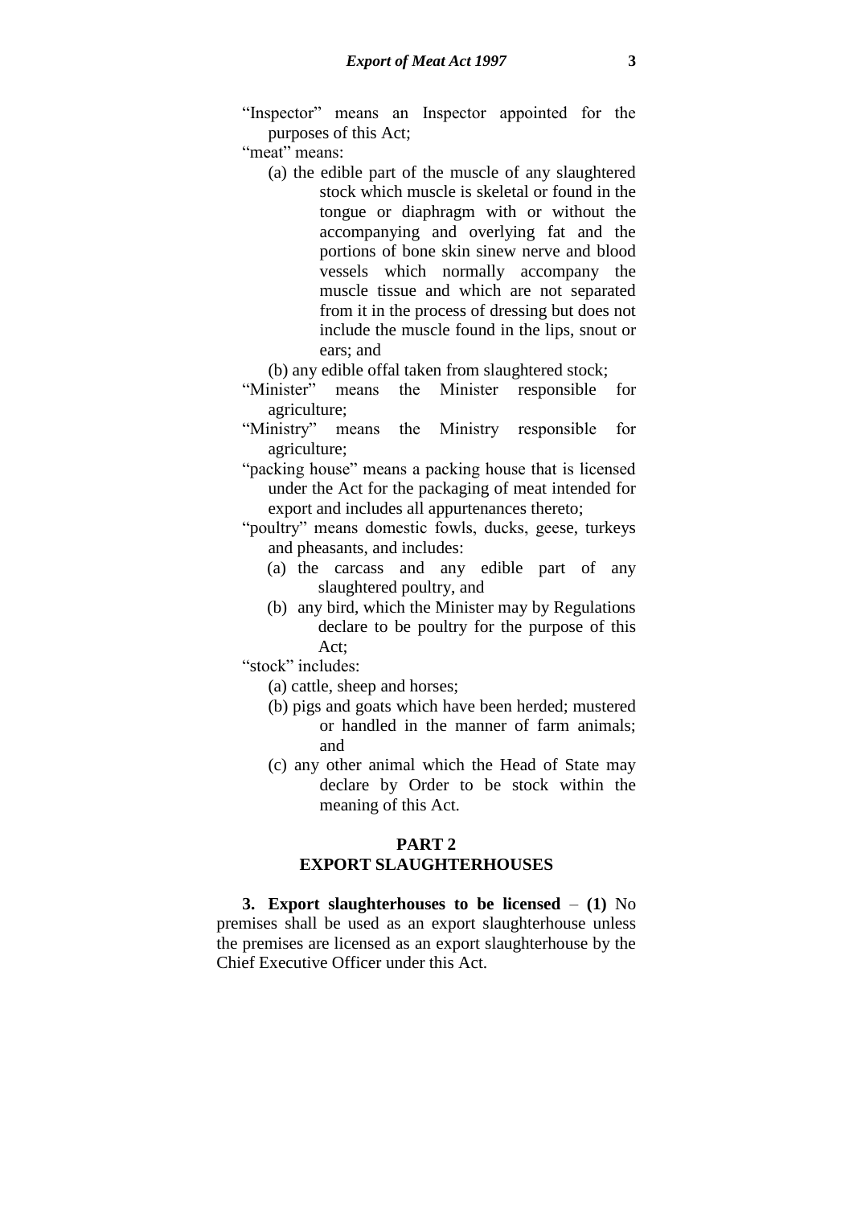"Inspector" means an Inspector appointed for the purposes of this Act;

"meat" means:

(a) the edible part of the muscle of any slaughtered stock which muscle is skeletal or found in the tongue or diaphragm with or without the accompanying and overlying fat and the portions of bone skin sinew nerve and blood vessels which normally accompany the muscle tissue and which are not separated from it in the process of dressing but does not include the muscle found in the lips, snout or ears; and

(b) any edible offal taken from slaughtered stock;

"Minister" means the Minister responsible for agriculture;

"Ministry" means the Ministry responsible for agriculture;

"packing house" means a packing house that is licensed under the Act for the packaging of meat intended for export and includes all appurtenances thereto;

"poultry" means domestic fowls, ducks, geese, turkeys and pheasants, and includes:

(a) the carcass and any edible part of any slaughtered poultry, and

(b) any bird, which the Minister may by Regulations declare to be poultry for the purpose of this Act;

"stock" includes:

(a) cattle, sheep and horses;

(b) pigs and goats which have been herded; mustered or handled in the manner of farm animals; and

(c) any other animal which the Head of State may declare by Order to be stock within the meaning of this Act.

## PART 2
## EXPORT SLAUGHTERHOUSES

**3. Export slaughterhouses to be licensed** – **(1)** No premises shall be used as an export slaughterhouse unless the premises are licensed as an export slaughterhouse by the Chief Executive Officer under this Act.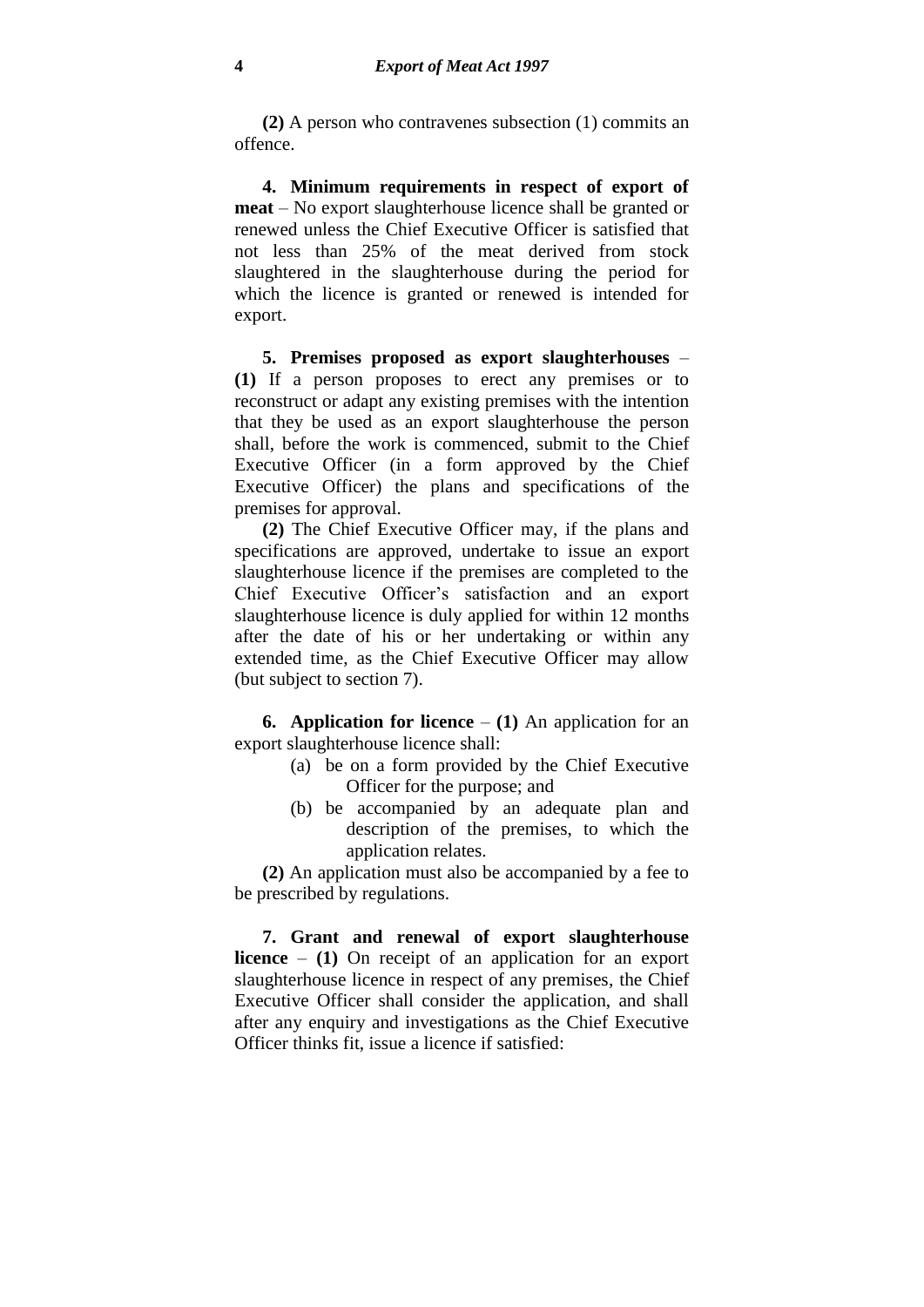**(2)** A person who contravenes subsection (1) commits an offence.

**4. Minimum requirements in respect of export of meat** – No export slaughterhouse licence shall be granted or renewed unless the Chief Executive Officer is satisfied that not less than 25% of the meat derived from stock slaughtered in the slaughterhouse during the period for which the licence is granted or renewed is intended for export.

**5. Premises proposed as export slaughterhouses** – **(1)** If a person proposes to erect any premises or to reconstruct or adapt any existing premises with the intention that they be used as an export slaughterhouse the person shall, before the work is commenced, submit to the Chief Executive Officer (in a form approved by the Chief Executive Officer) the plans and specifications of the premises for approval.

**(2)** The Chief Executive Officer may, if the plans and specifications are approved, undertake to issue an export slaughterhouse licence if the premises are completed to the Chief Executive Officer's satisfaction and an export slaughterhouse licence is duly applied for within 12 months after the date of his or her undertaking or within any extended time, as the Chief Executive Officer may allow (but subject to section 7).

**6. Application for licence** – **(1)** An application for an export slaughterhouse licence shall:

- (a) be on a form provided by the Chief Executive Officer for the purpose; and
- (b) be accompanied by an adequate plan and description of the premises, to which the application relates.

**(2)** An application must also be accompanied by a fee to be prescribed by regulations.

**7. Grant and renewal of export slaughterhouse licence** – **(1)** On receipt of an application for an export slaughterhouse licence in respect of any premises, the Chief Executive Officer shall consider the application, and shall after any enquiry and investigations as the Chief Executive Officer thinks fit, issue a licence if satisfied: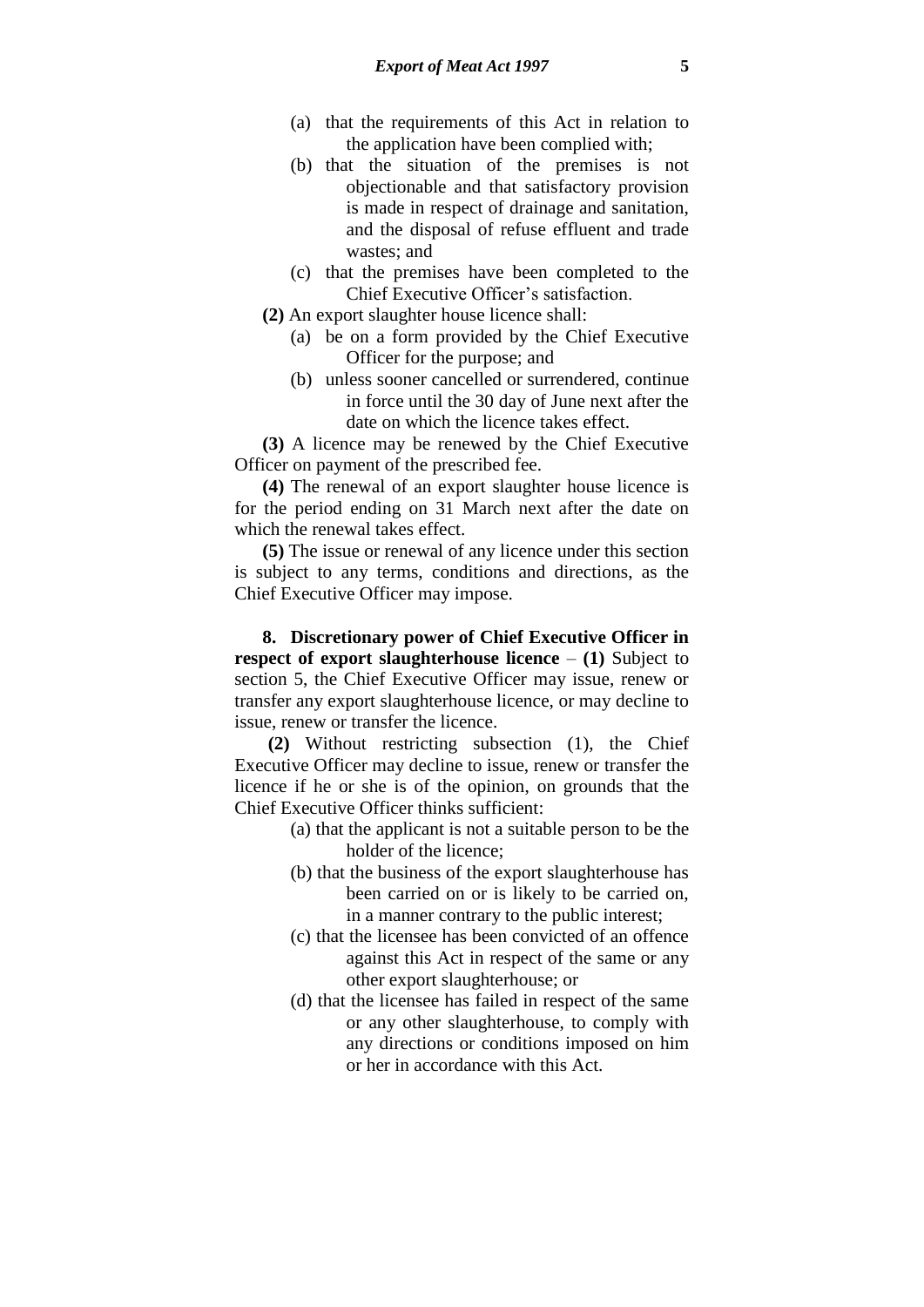(a) that the requirements of this Act in relation to the application have been complied with;

(b) that the situation of the premises is not objectionable and that satisfactory provision is made in respect of drainage and sanitation, and the disposal of refuse effluent and trade wastes; and

(c) that the premises have been completed to the Chief Executive Officer's satisfaction.

**(2)** An export slaughter house licence shall:

(a) be on a form provided by the Chief Executive Officer for the purpose; and

(b) unless sooner cancelled or surrendered, continue in force until the 30 day of June next after the date on which the licence takes effect.

**(3)** A licence may be renewed by the Chief Executive Officer on payment of the prescribed fee.

**(4)** The renewal of an export slaughter house licence is for the period ending on 31 March next after the date on which the renewal takes effect.

**(5)** The issue or renewal of any licence under this section is subject to any terms, conditions and directions, as the Chief Executive Officer may impose.

**8. Discretionary power of Chief Executive Officer in respect of export slaughterhouse licence** – **(1)** Subject to section 5, the Chief Executive Officer may issue, renew or transfer any export slaughterhouse licence, or may decline to issue, renew or transfer the licence.

**(2)** Without restricting subsection (1), the Chief Executive Officer may decline to issue, renew or transfer the licence if he or she is of the opinion, on grounds that the Chief Executive Officer thinks sufficient:

(a) that the applicant is not a suitable person to be the holder of the licence;

(b) that the business of the export slaughterhouse has been carried on or is likely to be carried on, in a manner contrary to the public interest;

(c) that the licensee has been convicted of an offence against this Act in respect of the same or any other export slaughterhouse; or

(d) that the licensee has failed in respect of the same or any other slaughterhouse, to comply with any directions or conditions imposed on him or her in accordance with this Act.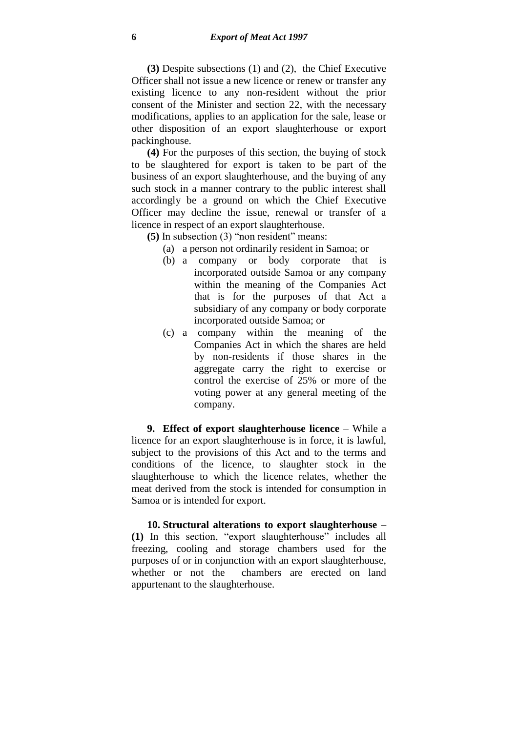**(3)** Despite subsections (1) and (2), the Chief Executive Officer shall not issue a new licence or renew or transfer any existing licence to any non-resident without the prior consent of the Minister and section 22, with the necessary modifications, applies to an application for the sale, lease or other disposition of an export slaughterhouse or export packinghouse.

**(4)** For the purposes of this section, the buying of stock to be slaughtered for export is taken to be part of the business of an export slaughterhouse, and the buying of any such stock in a manner contrary to the public interest shall accordingly be a ground on which the Chief Executive Officer may decline the issue, renewal or transfer of a licence in respect of an export slaughterhouse.

**(5)** In subsection (3) "non resident" means:

(a) a person not ordinarily resident in Samoa; or

(b) a company or body corporate that is incorporated outside Samoa or any company within the meaning of the Companies Act that is for the purposes of that Act a subsidiary of any company or body corporate incorporated outside Samoa; or

(c) a company within the meaning of the Companies Act in which the shares are held by non-residents if those shares in the aggregate carry the right to exercise or control the exercise of 25% or more of the voting power at any general meeting of the company.

**9. Effect of export slaughterhouse licence** – While a licence for an export slaughterhouse is in force, it is lawful, subject to the provisions of this Act and to the terms and conditions of the licence, to slaughter stock in the slaughterhouse to which the licence relates, whether the meat derived from the stock is intended for consumption in Samoa or is intended for export.

**10. Structural alterations to export slaughterhouse – (1)** In this section, "export slaughterhouse" includes all freezing, cooling and storage chambers used for the purposes of or in conjunction with an export slaughterhouse, whether or not the chambers are erected on land appurtenant to the slaughterhouse.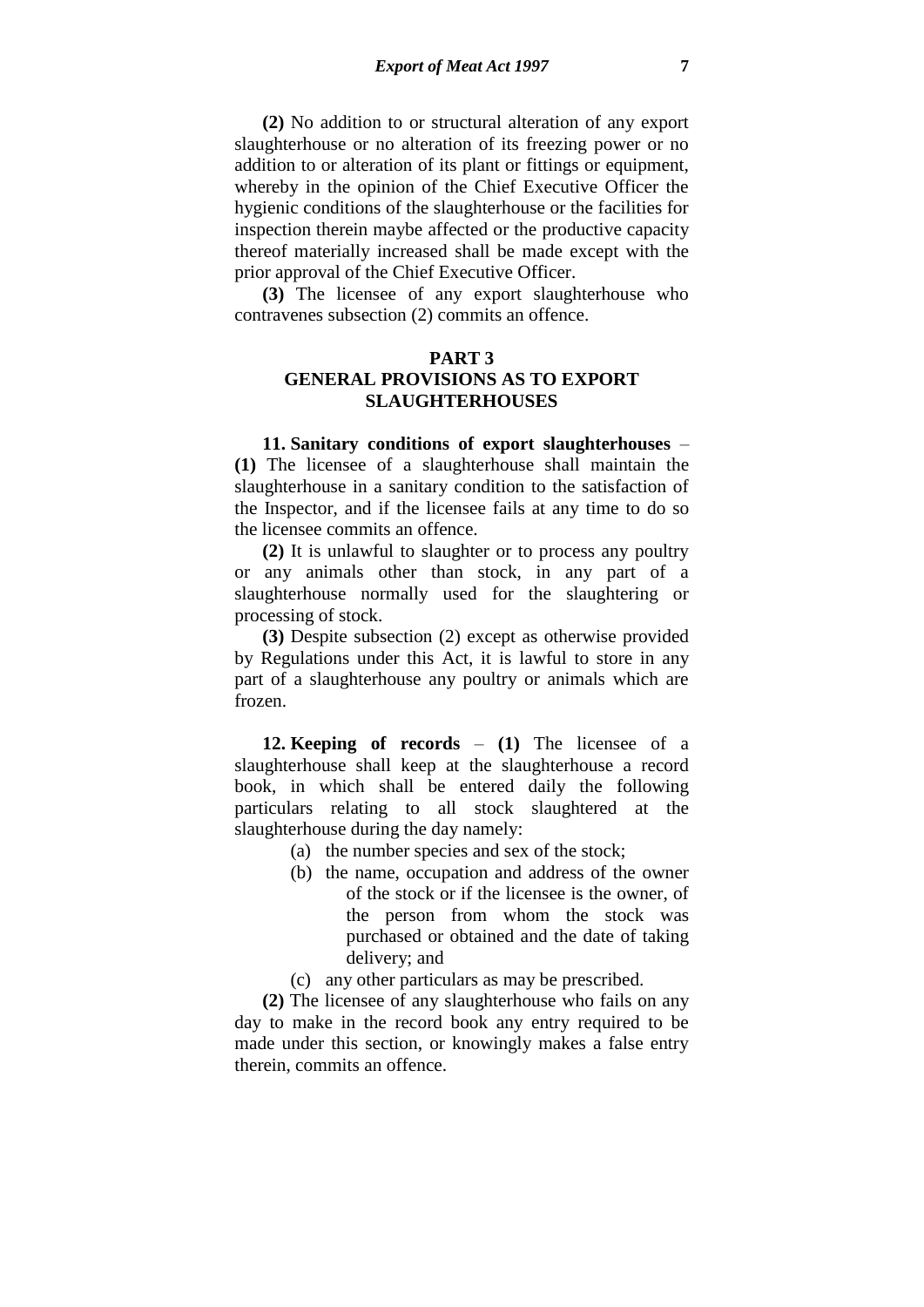**(2)** No addition to or structural alteration of any export slaughterhouse or no alteration of its freezing power or no addition to or alteration of its plant or fittings or equipment, whereby in the opinion of the Chief Executive Officer the hygienic conditions of the slaughterhouse or the facilities for inspection therein maybe affected or the productive capacity thereof materially increased shall be made except with the prior approval of the Chief Executive Officer.

**(3)** The licensee of any export slaughterhouse who contravenes subsection (2) commits an offence.

## PART 3
## GENERAL PROVISIONS AS TO EXPORT SLAUGHTERHOUSES

**11. Sanitary conditions of export slaughterhouses** – **(1)** The licensee of a slaughterhouse shall maintain the slaughterhouse in a sanitary condition to the satisfaction of the Inspector, and if the licensee fails at any time to do so the licensee commits an offence.

**(2)** It is unlawful to slaughter or to process any poultry or any animals other than stock, in any part of a slaughterhouse normally used for the slaughtering or processing of stock.

**(3)** Despite subsection (2) except as otherwise provided by Regulations under this Act, it is lawful to store in any part of a slaughterhouse any poultry or animals which are frozen.

**12. Keeping of records** – **(1)** The licensee of a slaughterhouse shall keep at the slaughterhouse a record book, in which shall be entered daily the following particulars relating to all stock slaughtered at the slaughterhouse during the day namely:

(a) the number species and sex of the stock;

(b) the name, occupation and address of the owner of the stock or if the licensee is the owner, of the person from whom the stock was purchased or obtained and the date of taking delivery; and

(c) any other particulars as may be prescribed.

**(2)** The licensee of any slaughterhouse who fails on any day to make in the record book any entry required to be made under this section, or knowingly makes a false entry therein, commits an offence.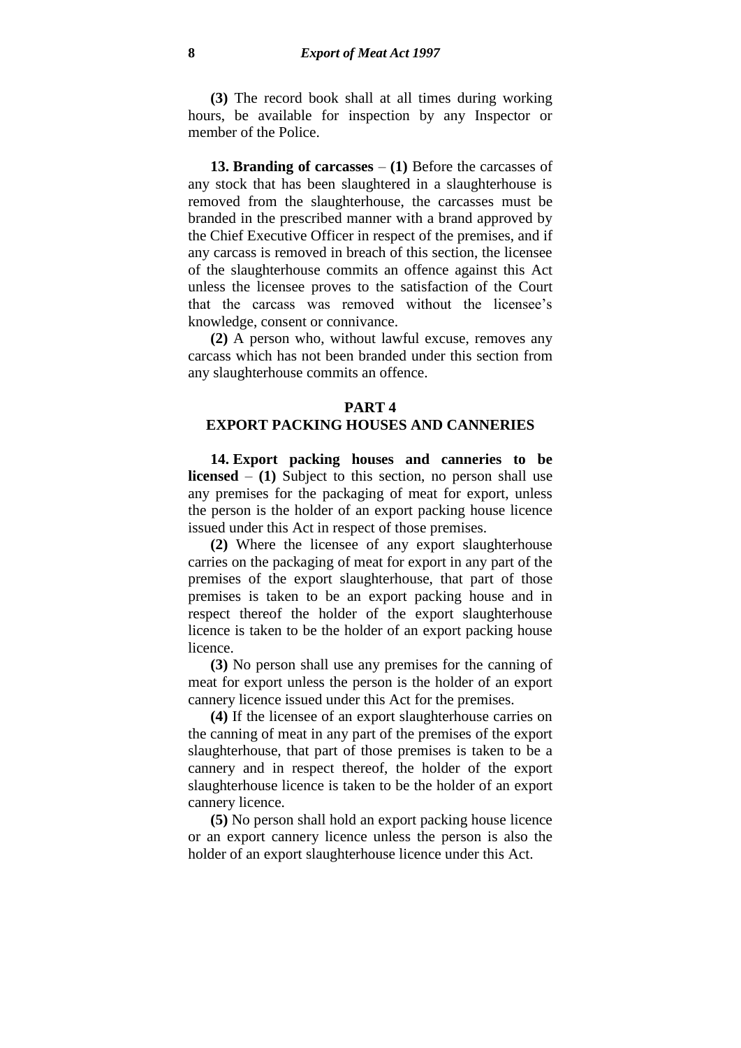**(3)** The record book shall at all times during working hours, be available for inspection by any Inspector or member of the Police.

**13. Branding of carcasses** – **(1)** Before the carcasses of any stock that has been slaughtered in a slaughterhouse is removed from the slaughterhouse, the carcasses must be branded in the prescribed manner with a brand approved by the Chief Executive Officer in respect of the premises, and if any carcass is removed in breach of this section, the licensee of the slaughterhouse commits an offence against this Act unless the licensee proves to the satisfaction of the Court that the carcass was removed without the licensee's knowledge, consent or connivance.

**(2)** A person who, without lawful excuse, removes any carcass which has not been branded under this section from any slaughterhouse commits an offence.

## PART 4
## EXPORT PACKING HOUSES AND CANNERIES

**14. Export packing houses and canneries to be licensed** – **(1)** Subject to this section, no person shall use any premises for the packaging of meat for export, unless the person is the holder of an export packing house licence issued under this Act in respect of those premises.

**(2)** Where the licensee of any export slaughterhouse carries on the packaging of meat for export in any part of the premises of the export slaughterhouse, that part of those premises is taken to be an export packing house and in respect thereof the holder of the export slaughterhouse licence is taken to be the holder of an export packing house licence.

**(3)** No person shall use any premises for the canning of meat for export unless the person is the holder of an export cannery licence issued under this Act for the premises.

**(4)** If the licensee of an export slaughterhouse carries on the canning of meat in any part of the premises of the export slaughterhouse, that part of those premises is taken to be a cannery and in respect thereof, the holder of the export slaughterhouse licence is taken to be the holder of an export cannery licence.

**(5)** No person shall hold an export packing house licence or an export cannery licence unless the person is also the holder of an export slaughterhouse licence under this Act.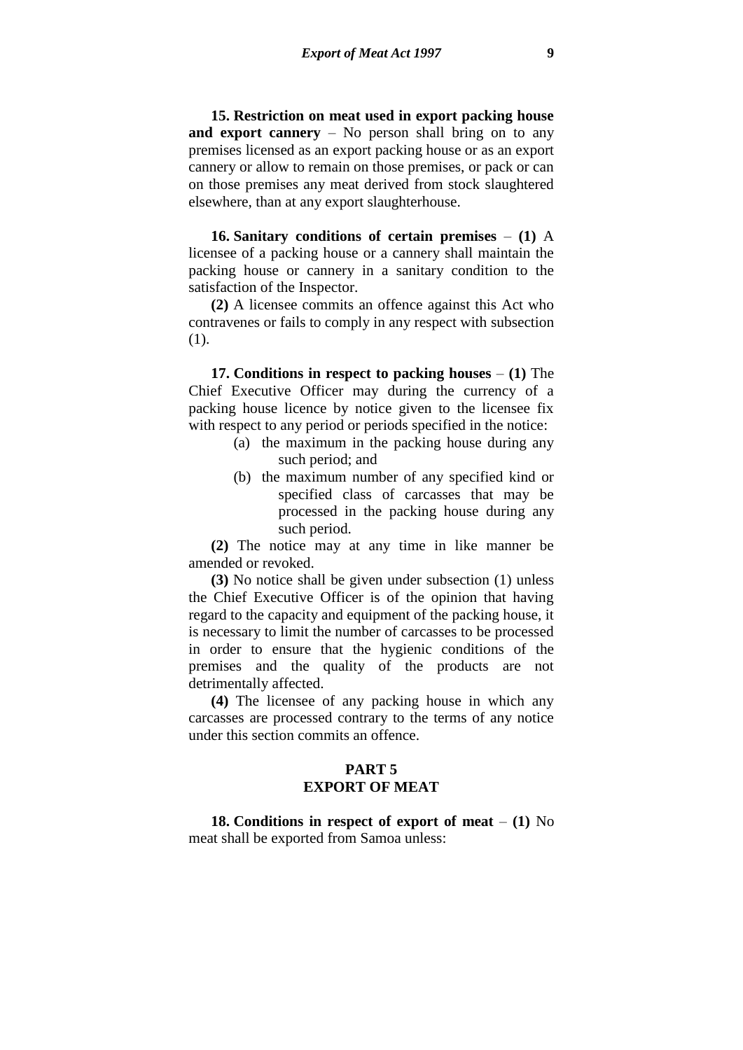**15. Restriction on meat used in export packing house and export cannery** – No person shall bring on to any premises licensed as an export packing house or as an export cannery or allow to remain on those premises, or pack or can on those premises any meat derived from stock slaughtered elsewhere, than at any export slaughterhouse.

**16. Sanitary conditions of certain premises** – **(1)** A licensee of a packing house or a cannery shall maintain the packing house or cannery in a sanitary condition to the satisfaction of the Inspector.

**(2)** A licensee commits an offence against this Act who contravenes or fails to comply in any respect with subsection (1).

**17. Conditions in respect to packing houses** – **(1)** The Chief Executive Officer may during the currency of a packing house licence by notice given to the licensee fix with respect to any period or periods specified in the notice:

(a) the maximum in the packing house during any such period; and

(b) the maximum number of any specified kind or specified class of carcasses that may be processed in the packing house during any such period.

**(2)** The notice may at any time in like manner be amended or revoked.

**(3)** No notice shall be given under subsection (1) unless the Chief Executive Officer is of the opinion that having regard to the capacity and equipment of the packing house, it is necessary to limit the number of carcasses to be processed in order to ensure that the hygienic conditions of the premises and the quality of the products are not detrimentally affected.

**(4)** The licensee of any packing house in which any carcasses are processed contrary to the terms of any notice under this section commits an offence.

## PART 5
## EXPORT OF MEAT

**18. Conditions in respect of export of meat** – **(1)** No meat shall be exported from Samoa unless: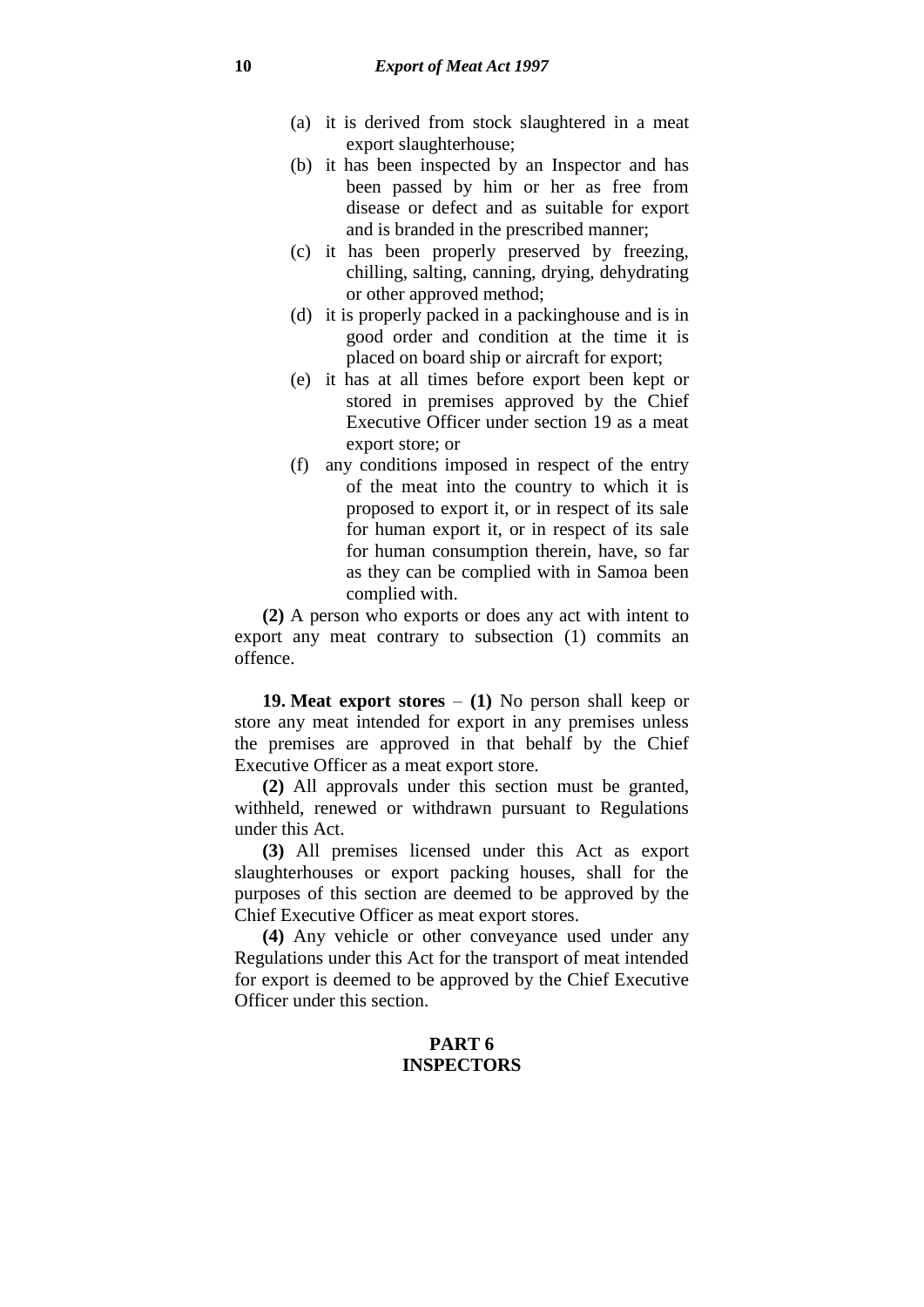(a) it is derived from stock slaughtered in a meat export slaughterhouse;

(b) it has been inspected by an Inspector and has been passed by him or her as free from disease or defect and as suitable for export and is branded in the prescribed manner;

(c) it has been properly preserved by freezing, chilling, salting, canning, drying, dehydrating or other approved method;

(d) it is properly packed in a packinghouse and is in good order and condition at the time it is placed on board ship or aircraft for export;

(e) it has at all times before export been kept or stored in premises approved by the Chief Executive Officer under section 19 as a meat export store; or

(f) any conditions imposed in respect of the entry of the meat into the country to which it is proposed to export it, or in respect of its sale for human export it, or in respect of its sale for human consumption therein, have, so far as they can be complied with in Samoa been complied with.

**(2)** A person who exports or does any act with intent to export any meat contrary to subsection (1) commits an offence.

**19. Meat export stores** – **(1)** No person shall keep or store any meat intended for export in any premises unless the premises are approved in that behalf by the Chief Executive Officer as a meat export store.

**(2)** All approvals under this section must be granted, withheld, renewed or withdrawn pursuant to Regulations under this Act.

**(3)** All premises licensed under this Act as export slaughterhouses or export packing houses, shall for the purposes of this section are deemed to be approved by the Chief Executive Officer as meat export stores.

**(4)** Any vehicle or other conveyance used under any Regulations under this Act for the transport of meat intended for export is deemed to be approved by the Chief Executive Officer under this section.

## PART 6
## INSPECTORS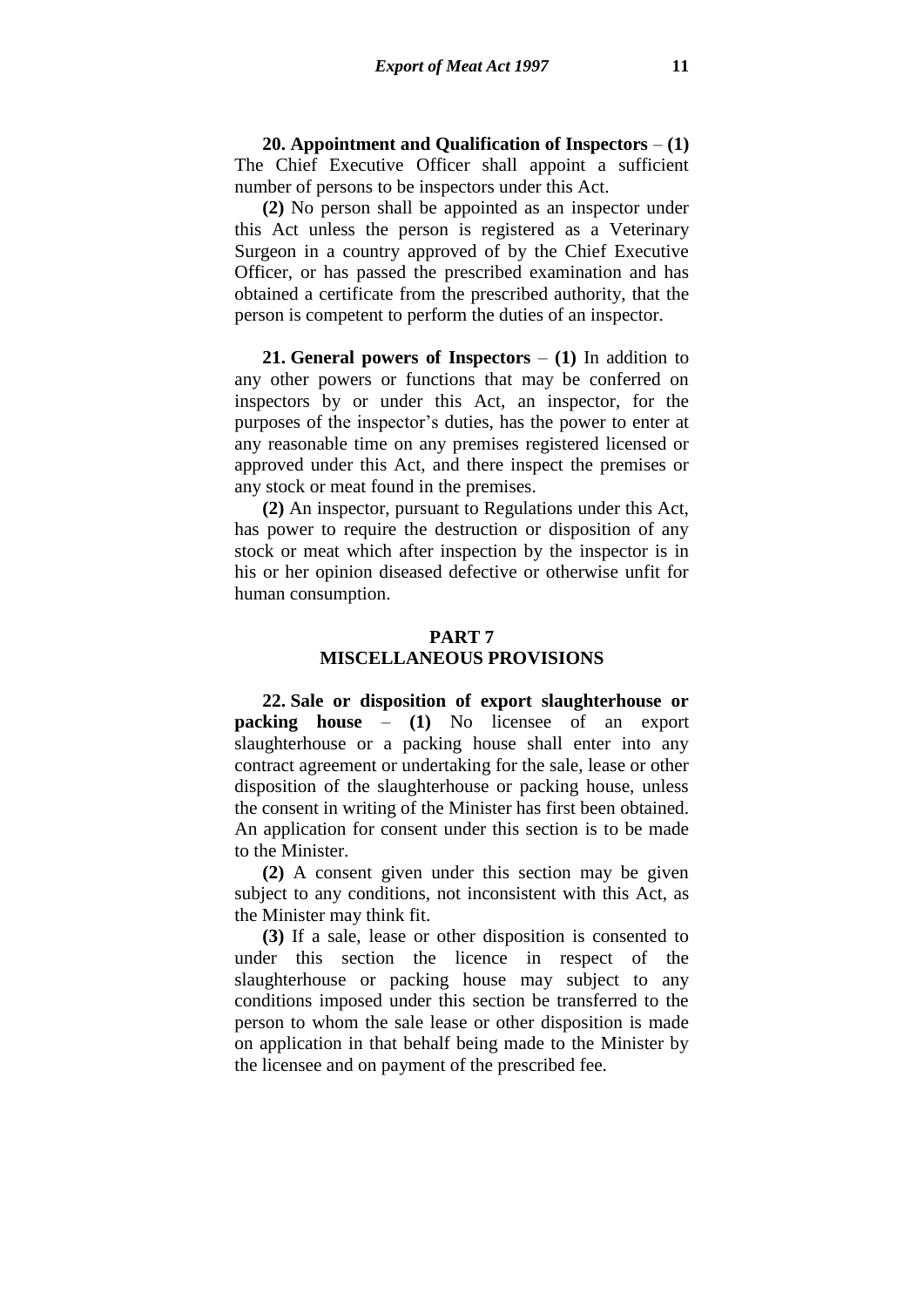**20. Appointment and Qualification of Inspectors** – **(1)** The Chief Executive Officer shall appoint a sufficient number of persons to be inspectors under this Act.

**(2)** No person shall be appointed as an inspector under this Act unless the person is registered as a Veterinary Surgeon in a country approved of by the Chief Executive Officer, or has passed the prescribed examination and has obtained a certificate from the prescribed authority, that the person is competent to perform the duties of an inspector.

**21. General powers of Inspectors** – **(1)** In addition to any other powers or functions that may be conferred on inspectors by or under this Act, an inspector, for the purposes of the inspector's duties, has the power to enter at any reasonable time on any premises registered licensed or approved under this Act, and there inspect the premises or any stock or meat found in the premises.

**(2)** An inspector, pursuant to Regulations under this Act, has power to require the destruction or disposition of any stock or meat which after inspection by the inspector is in his or her opinion diseased defective or otherwise unfit for human consumption.

## PART 7
## MISCELLANEOUS PROVISIONS

**22. Sale or disposition of export slaughterhouse or packing house** – **(1)** No licensee of an export slaughterhouse or a packing house shall enter into any contract agreement or undertaking for the sale, lease or other disposition of the slaughterhouse or packing house, unless the consent in writing of the Minister has first been obtained. An application for consent under this section is to be made to the Minister.

**(2)** A consent given under this section may be given subject to any conditions, not inconsistent with this Act, as the Minister may think fit.

**(3)** If a sale, lease or other disposition is consented to under this section the licence in respect of the slaughterhouse or packing house may subject to any conditions imposed under this section be transferred to the person to whom the sale lease or other disposition is made on application in that behalf being made to the Minister by the licensee and on payment of the prescribed fee.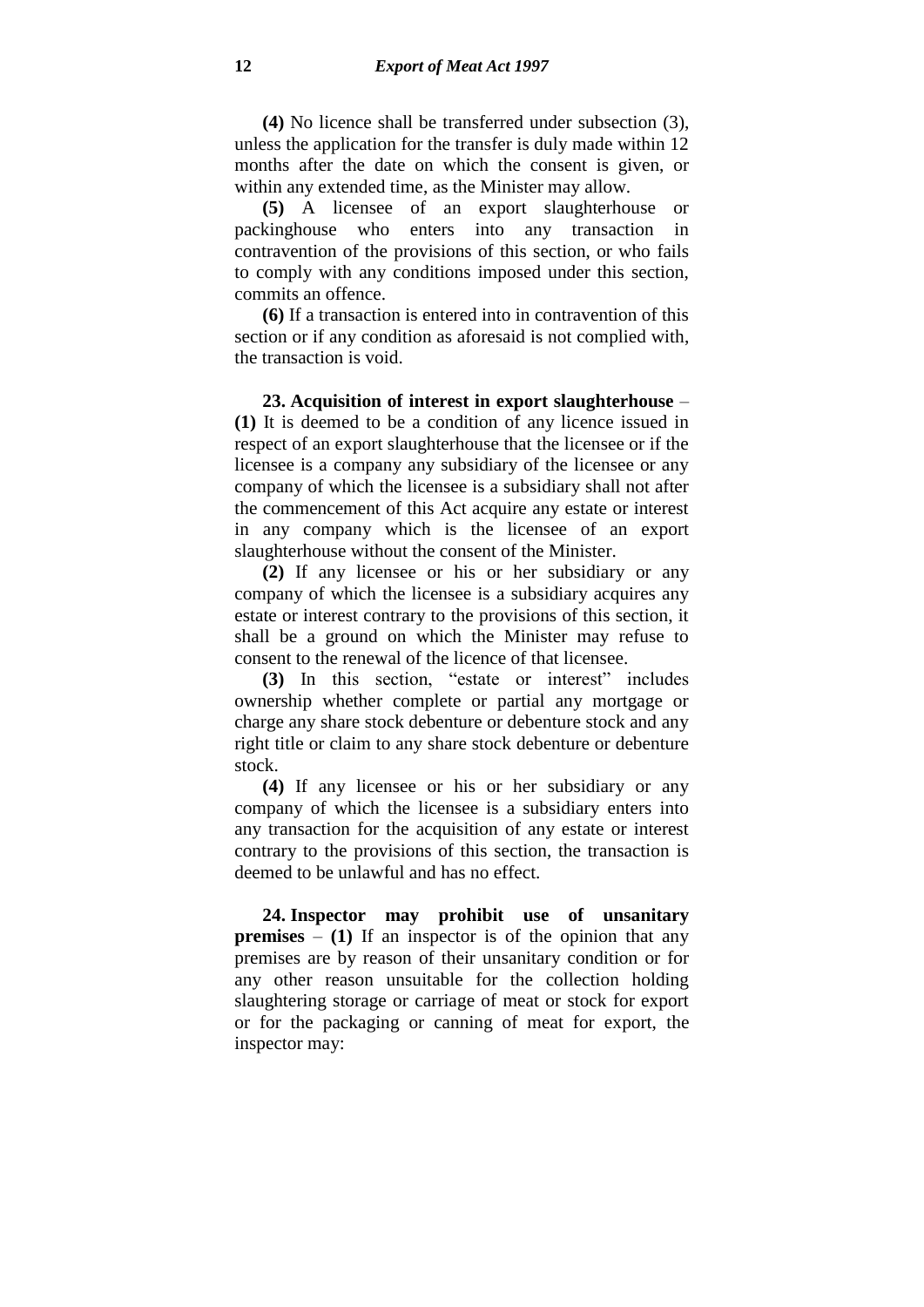**(4)** No licence shall be transferred under subsection (3), unless the application for the transfer is duly made within 12 months after the date on which the consent is given, or within any extended time, as the Minister may allow.

**(5)** A licensee of an export slaughterhouse or packinghouse who enters into any transaction in contravention of the provisions of this section, or who fails to comply with any conditions imposed under this section, commits an offence.

**(6)** If a transaction is entered into in contravention of this section or if any condition as aforesaid is not complied with, the transaction is void.

**23. Acquisition of interest in export slaughterhouse** – **(1)** It is deemed to be a condition of any licence issued in respect of an export slaughterhouse that the licensee or if the licensee is a company any subsidiary of the licensee or any company of which the licensee is a subsidiary shall not after the commencement of this Act acquire any estate or interest in any company which is the licensee of an export slaughterhouse without the consent of the Minister.

**(2)** If any licensee or his or her subsidiary or any company of which the licensee is a subsidiary acquires any estate or interest contrary to the provisions of this section, it shall be a ground on which the Minister may refuse to consent to the renewal of the licence of that licensee.

**(3)** In this section, "estate or interest" includes ownership whether complete or partial any mortgage or charge any share stock debenture or debenture stock and any right title or claim to any share stock debenture or debenture stock.

**(4)** If any licensee or his or her subsidiary or any company of which the licensee is a subsidiary enters into any transaction for the acquisition of any estate or interest contrary to the provisions of this section, the transaction is deemed to be unlawful and has no effect.

**24. Inspector may prohibit use of unsanitary premises** – **(1)** If an inspector is of the opinion that any premises are by reason of their unsanitary condition or for any other reason unsuitable for the collection holding slaughtering storage or carriage of meat or stock for export or for the packaging or canning of meat for export, the inspector may: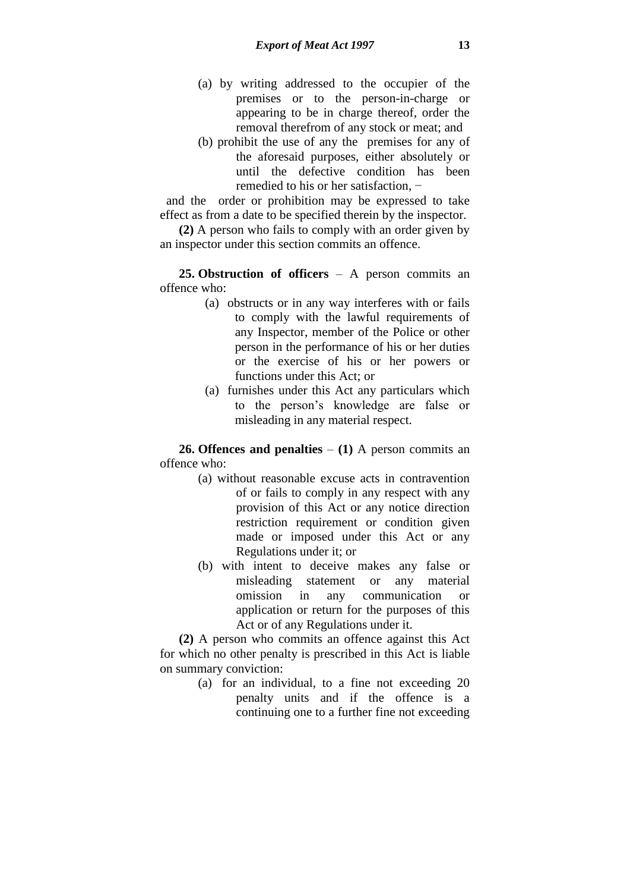(a) by writing addressed to the occupier of the premises or to the person-in-charge or appearing to be in charge thereof, order the removal therefrom of any stock or meat; and

(b) prohibit the use of any the premises for any of the aforesaid purposes, either absolutely or until the defective condition has been remedied to his or her satisfaction, −

and the order or prohibition may be expressed to take effect as from a date to be specified therein by the inspector.

**(2)** A person who fails to comply with an order given by an inspector under this section commits an offence.

**25. Obstruction of officers** – A person commits an offence who:

(a) obstructs or in any way interferes with or fails to comply with the lawful requirements of any Inspector, member of the Police or other person in the performance of his or her duties or the exercise of his or her powers or functions under this Act; or

(a) furnishes under this Act any particulars which to the person's knowledge are false or misleading in any material respect.

**26. Offences and penalties** – **(1)** A person commits an offence who:

(a) without reasonable excuse acts in contravention of or fails to comply in any respect with any provision of this Act or any notice direction restriction requirement or condition given made or imposed under this Act or any Regulations under it; or

(b) with intent to deceive makes any false or misleading statement or any material omission in any communication or application or return for the purposes of this Act or of any Regulations under it.

**(2)** A person who commits an offence against this Act for which no other penalty is prescribed in this Act is liable on summary conviction:

(a) for an individual, to a fine not exceeding 20 penalty units and if the offence is a continuing one to a further fine not exceeding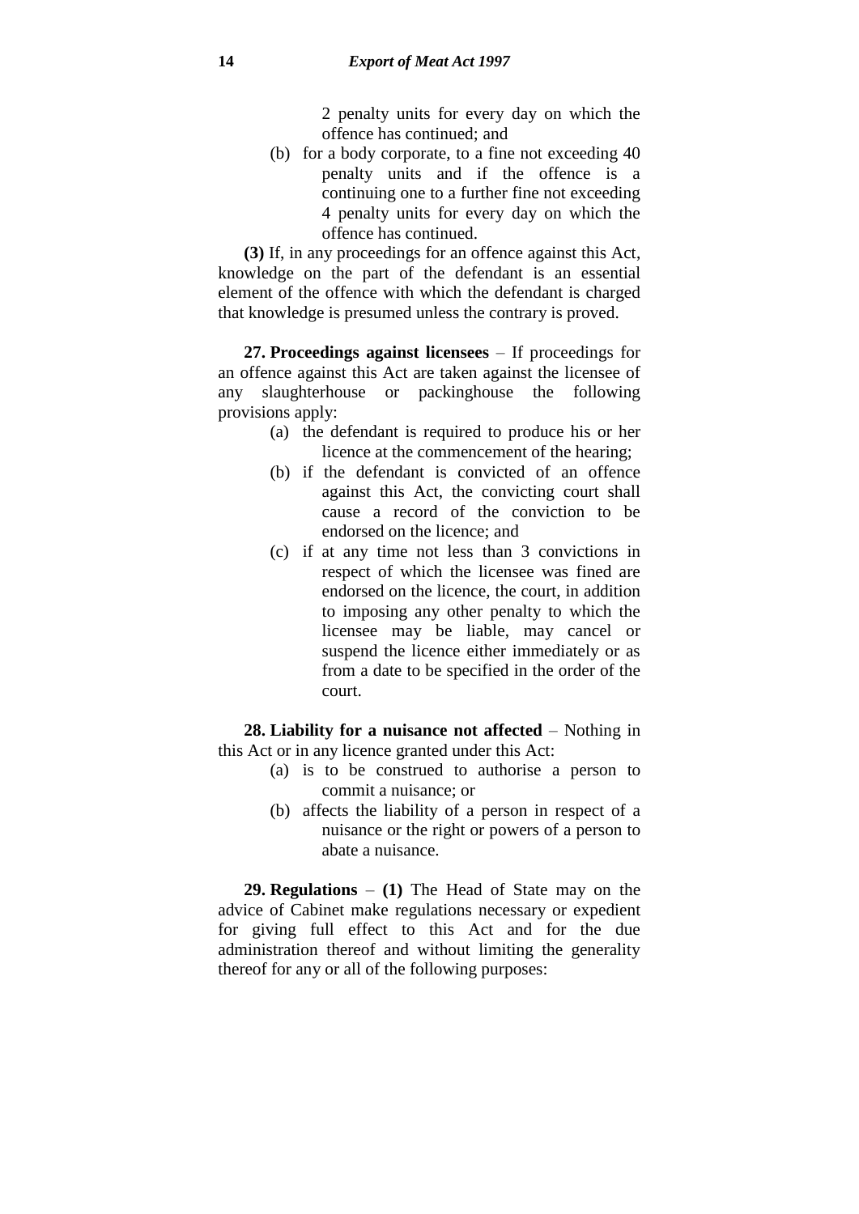2 penalty units for every day on which the offence has continued; and

(b) for a body corporate, to a fine not exceeding 40 penalty units and if the offence is a continuing one to a further fine not exceeding 4 penalty units for every day on which the offence has continued.

**(3)** If, in any proceedings for an offence against this Act, knowledge on the part of the defendant is an essential element of the offence with which the defendant is charged that knowledge is presumed unless the contrary is proved.

**27. Proceedings against licensees** – If proceedings for an offence against this Act are taken against the licensee of any slaughterhouse or packinghouse the following provisions apply:

(a) the defendant is required to produce his or her licence at the commencement of the hearing;

(b) if the defendant is convicted of an offence against this Act, the convicting court shall cause a record of the conviction to be endorsed on the licence; and

(c) if at any time not less than 3 convictions in respect of which the licensee was fined are endorsed on the licence, the court, in addition to imposing any other penalty to which the licensee may be liable, may cancel or suspend the licence either immediately or as from a date to be specified in the order of the court.

**28. Liability for a nuisance not affected** – Nothing in this Act or in any licence granted under this Act:

(a) is to be construed to authorise a person to commit a nuisance; or

(b) affects the liability of a person in respect of a nuisance or the right or powers of a person to abate a nuisance.

**29. Regulations** – **(1)** The Head of State may on the advice of Cabinet make regulations necessary or expedient for giving full effect to this Act and for the due administration thereof and without limiting the generality thereof for any or all of the following purposes: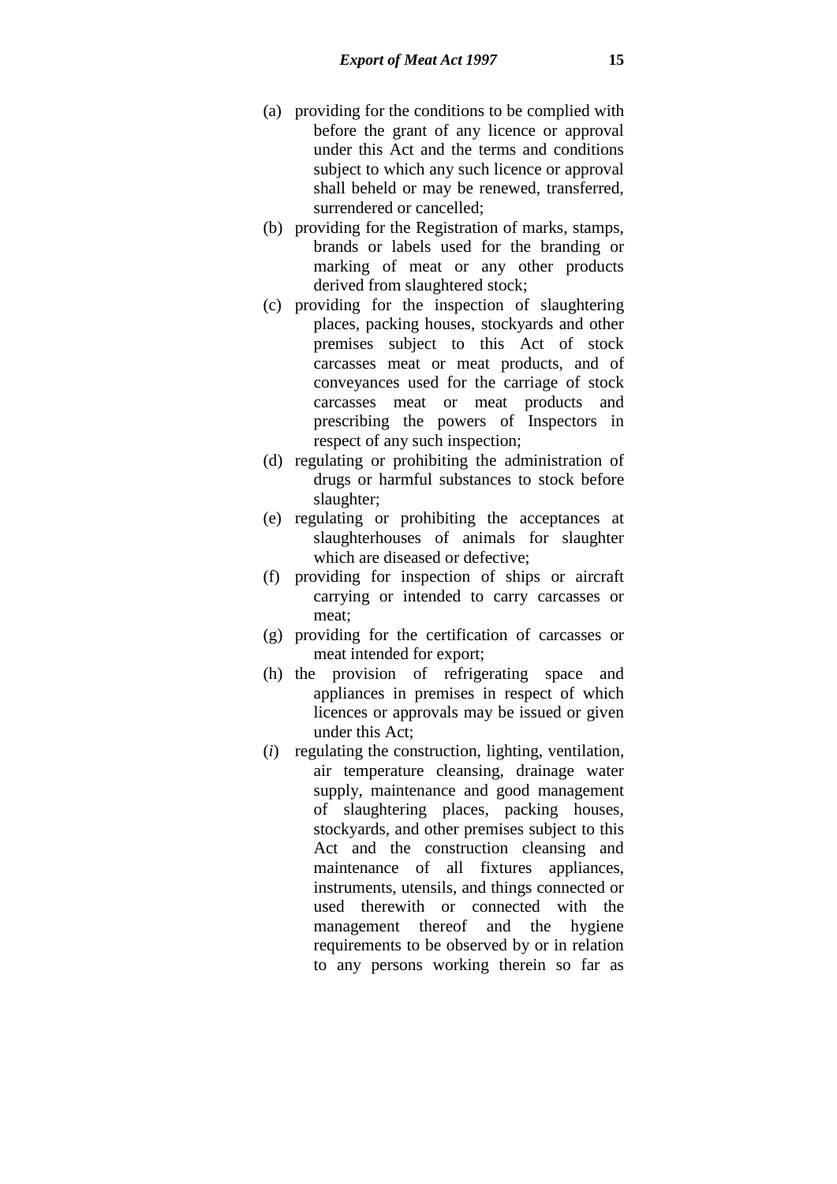(a) providing for the conditions to be complied with before the grant of any licence or approval under this Act and the terms and conditions subject to which any such licence or approval shall beheld or may be renewed, transferred, surrendered or cancelled;

(b) providing for the Registration of marks, stamps, brands or labels used for the branding or marking of meat or any other products derived from slaughtered stock;

(c) providing for the inspection of slaughtering places, packing houses, stockyards and other premises subject to this Act of stock carcasses meat or meat products, and of conveyances used for the carriage of stock carcasses meat or meat products and prescribing the powers of Inspectors in respect of any such inspection;

(d) regulating or prohibiting the administration of drugs or harmful substances to stock before slaughter;

(e) regulating or prohibiting the acceptances at slaughterhouses of animals for slaughter which are diseased or defective;

(f) providing for inspection of ships or aircraft carrying or intended to carry carcasses or meat;

(g) providing for the certification of carcasses or meat intended for export;

(h) the provision of refrigerating space and appliances in premises in respect of which licences or approvals may be issued or given under this Act;

(*i*) regulating the construction, lighting, ventilation, air temperature cleansing, drainage water supply, maintenance and good management of slaughtering places, packing houses, stockyards, and other premises subject to this Act and the construction cleansing and maintenance of all fixtures appliances, instruments, utensils, and things connected or used therewith or connected with the management thereof and the hygiene requirements to be observed by or in relation to any persons working therein so far as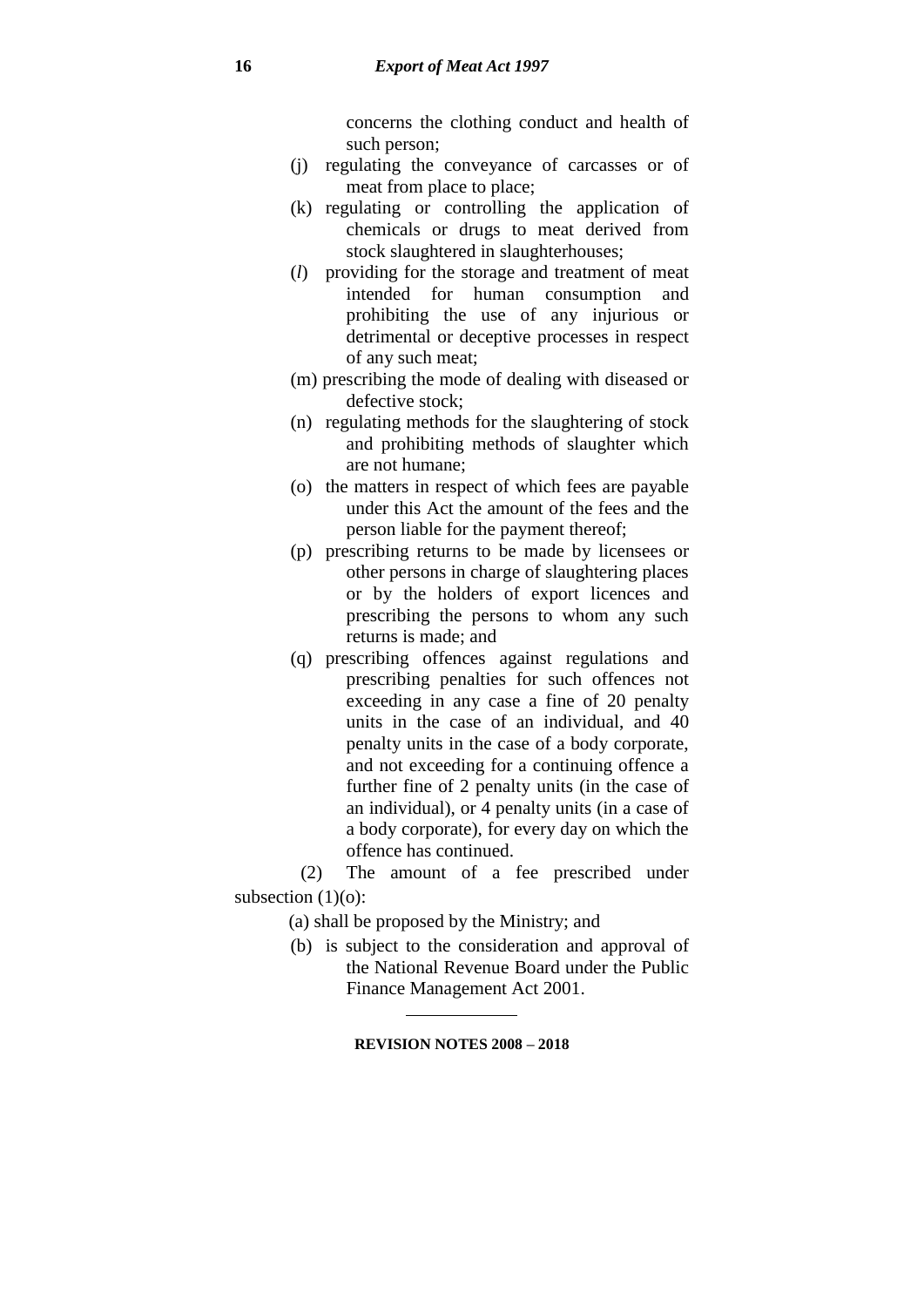concerns the clothing conduct and health of such person;

(j) regulating the conveyance of carcasses or of meat from place to place;

(k) regulating or controlling the application of chemicals or drugs to meat derived from stock slaughtered in slaughterhouses;

(*l*) providing for the storage and treatment of meat intended for human consumption and prohibiting the use of any injurious or detrimental or deceptive processes in respect of any such meat;

(m) prescribing the mode of dealing with diseased or defective stock;

(n) regulating methods for the slaughtering of stock and prohibiting methods of slaughter which are not humane;

(o) the matters in respect of which fees are payable under this Act the amount of the fees and the person liable for the payment thereof;

(p) prescribing returns to be made by licensees or other persons in charge of slaughtering places or by the holders of export licences and prescribing the persons to whom any such returns is made; and

(q) prescribing offences against regulations and prescribing penalties for such offences not exceeding in any case a fine of 20 penalty units in the case of an individual, and 40 penalty units in the case of a body corporate, and not exceeding for a continuing offence a further fine of 2 penalty units (in the case of an individual), or 4 penalty units (in a case of a body corporate), for every day on which the offence has continued.

(2) The amount of a fee prescribed under subsection (1)(o):

(a) shall be proposed by the Ministry; and

(b) is subject to the consideration and approval of the National Revenue Board under the Public Finance Management Act 2001.

---

**REVISION NOTES 2008 – 2018**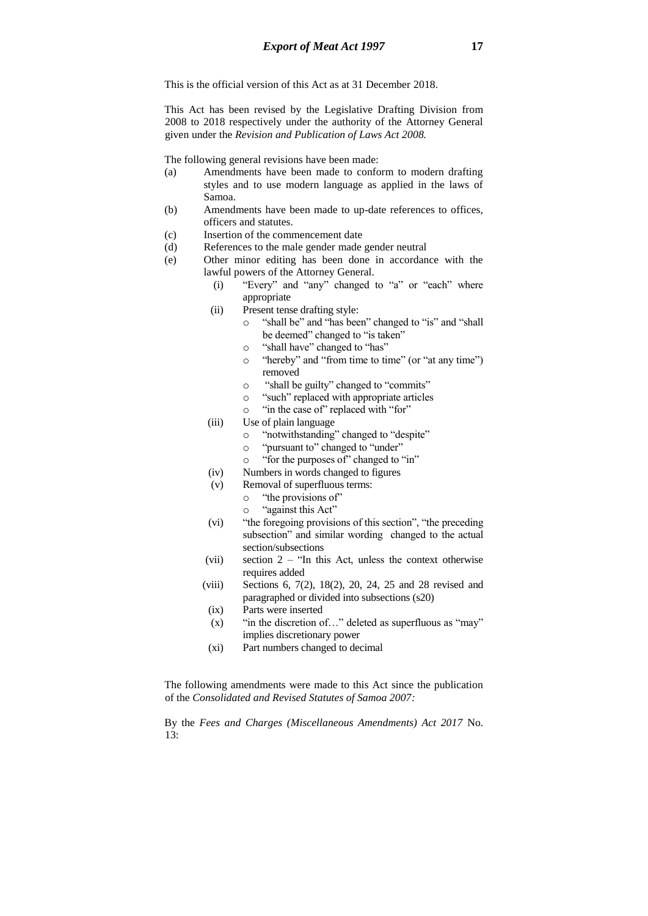This is the official version of this Act as at 31 December 2018.

This Act has been revised by the Legislative Drafting Division from 2008 to 2018 respectively under the authority of the Attorney General given under the *Revision and Publication of Laws Act 2008.*

The following general revisions have been made:

(a) Amendments have been made to conform to modern drafting styles and to use modern language as applied in the laws of Samoa.

(b) Amendments have been made to up-date references to offices, officers and statutes.

(c) Insertion of the commencement date

(d) References to the male gender made gender neutral

(e) Other minor editing has been done in accordance with the lawful powers of the Attorney General.

  (i) "Every" and "any" changed to "a" or "each" where appropriate

  (ii) Present tense drafting style:
  - "shall be" and "has been" changed to "is" and "shall be deemed" changed to "is taken"
  - "shall have" changed to "has"
  - "hereby" and "from time to time" (or "at any time") removed
  - "shall be guilty" changed to "commits"
  - "such" replaced with appropriate articles
  - "in the case of" replaced with "for"

  (iii) Use of plain language
  - "notwithstanding" changed to "despite"
  - "pursuant to" changed to "under"
  - "for the purposes of" changed to "in"

  (iv) Numbers in words changed to figures

  (v) Removal of superfluous terms:
  - "the provisions of"
  - "against this Act"

  (vi) "the foregoing provisions of this section", "the preceding subsection" and similar wording changed to the actual section/subsections

  (vii) section 2 – "In this Act, unless the context otherwise requires added

  (viii) Sections 6, 7(2), 18(2), 20, 24, 25 and 28 revised and paragraphed or divided into subsections (s20)

  (ix) Parts were inserted

  (x) "in the discretion of…" deleted as superfluous as "may" implies discretionary power

  (xi) Part numbers changed to decimal

The following amendments were made to this Act since the publication of the *Consolidated and Revised Statutes of Samoa 2007:*

By the *Fees and Charges (Miscellaneous Amendments) Act 2017* No. 13: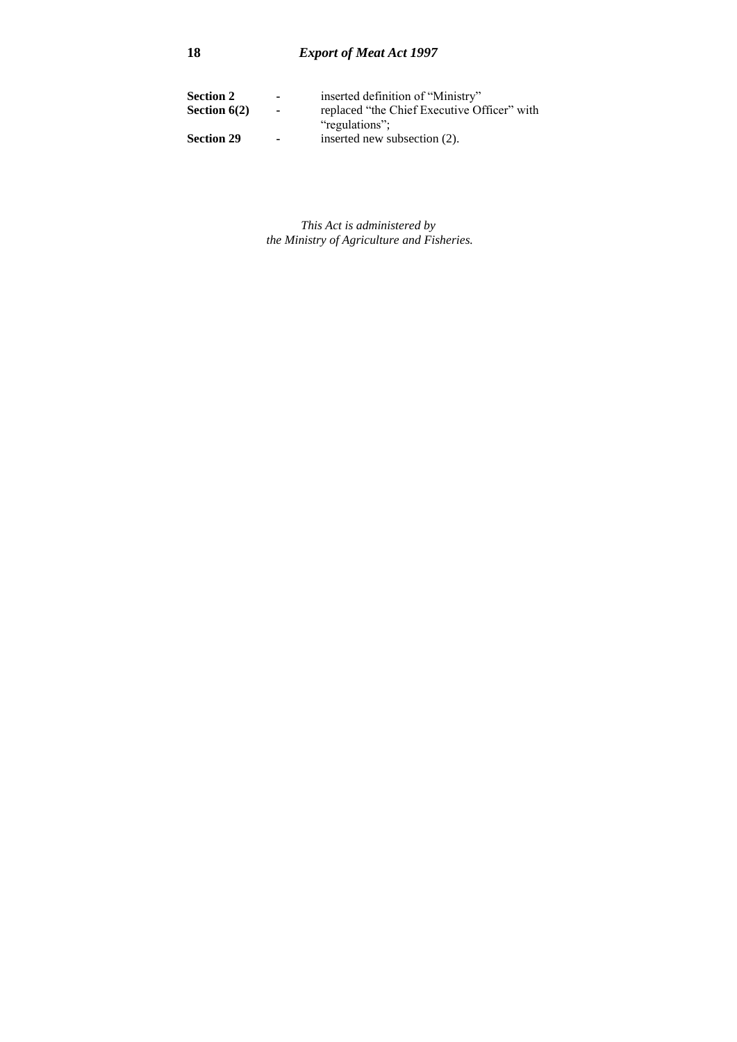**Section 2** - inserted definition of "Ministry"
**Section 6(2)** - replaced "the Chief Executive Officer" with "regulations";
**Section 29** - inserted new subsection (2).

*This Act is administered by the Ministry of Agriculture and Fisheries.*